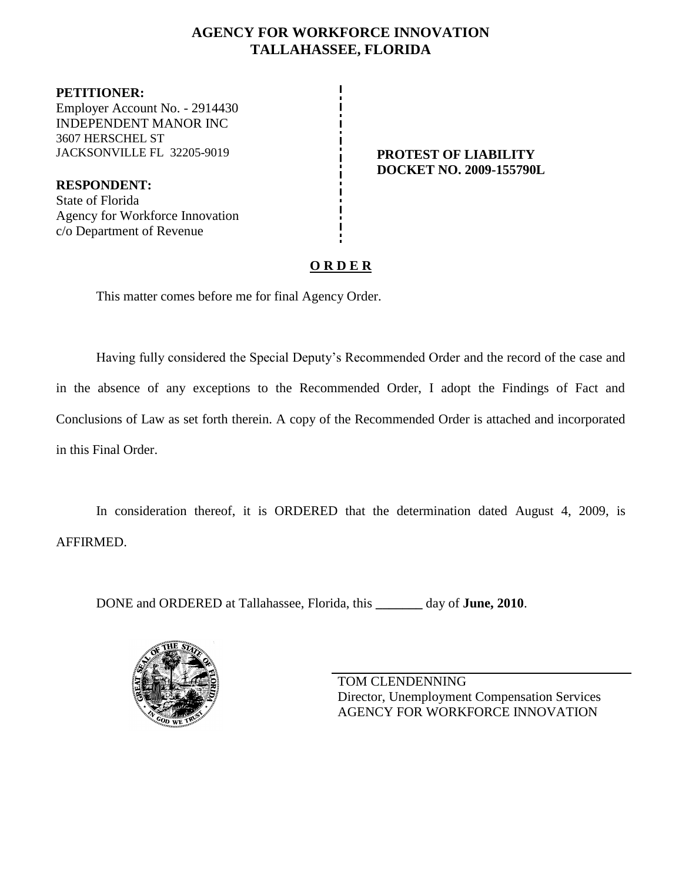# AGENCY FOR WORKFORCE INNOVATION
## TALLAHASSEE, FLORIDA

**PETITIONER:**
Employer Account No. - 2914430
INDEPENDENT MANOR INC
3607 HERSCHEL ST
JACKSONVILLE FL 32205-9019

**RESPONDENT:**
State of Florida
Agency for Workforce Innovation
c/o Department of Revenue

**PROTEST OF LIABILITY**
**DOCKET NO. 2009-155790L**

**O R D E R**

This matter comes before me for final Agency Order.

Having fully considered the Special Deputy's Recommended Order and the record of the case and in the absence of any exceptions to the Recommended Order, I adopt the Findings of Fact and Conclusions of Law as set forth therein. A copy of the Recommended Order is attached and incorporated in this Final Order.

In consideration thereof, it is ORDERED that the determination dated August 4, 2009, is AFFIRMED.

DONE and ORDERED at Tallahassee, Florida, this _______ day of **June, 2010**.

TOM CLENDENNING
Director, Unemployment Compensation Services
AGENCY FOR WORKFORCE INNOVATION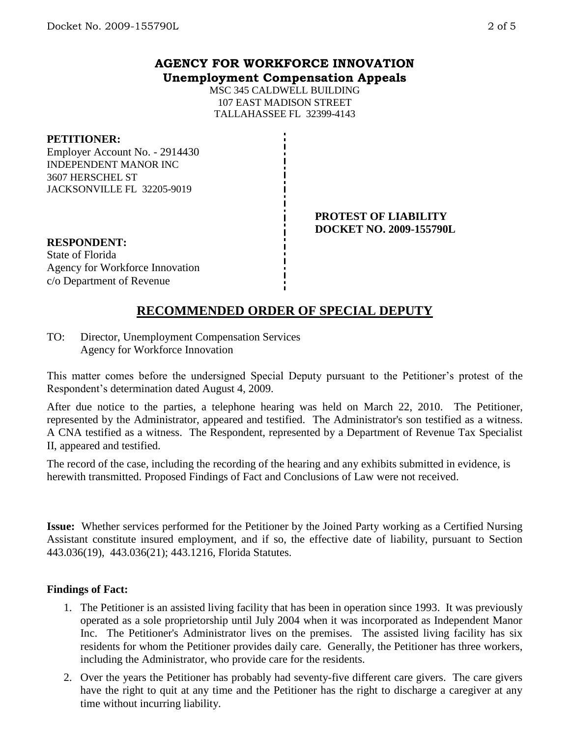## AGENCY FOR WORKFORCE INNOVATION
### Unemployment Compensation Appeals

MSC 345 CALDWELL BUILDING
107 EAST MADISON STREET
TALLAHASSEE FL 32399-4143

**PETITIONER:**
Employer Account No. - 2914430
INDEPENDENT MANOR INC
3607 HERSCHEL ST
JACKSONVILLE FL 32205-9019

**PROTEST OF LIABILITY**
**DOCKET NO. 2009-155790L**

**RESPONDENT:**
State of Florida
Agency for Workforce Innovation
c/o Department of Revenue

# RECOMMENDED ORDER OF SPECIAL DEPUTY

TO: Director, Unemployment Compensation Services
Agency for Workforce Innovation

This matter comes before the undersigned Special Deputy pursuant to the Petitioner's protest of the Respondent's determination dated August 4, 2009.

After due notice to the parties, a telephone hearing was held on March 22, 2010. The Petitioner, represented by the Administrator, appeared and testified. The Administrator's son testified as a witness. A CNA testified as a witness. The Respondent, represented by a Department of Revenue Tax Specialist II, appeared and testified.

The record of the case, including the recording of the hearing and any exhibits submitted in evidence, is herewith transmitted. Proposed Findings of Fact and Conclusions of Law were not received.

**Issue:** Whether services performed for the Petitioner by the Joined Party working as a Certified Nursing Assistant constitute insured employment, and if so, the effective date of liability, pursuant to Section 443.036(19), 443.036(21); 443.1216, Florida Statutes.

**Findings of Fact:**

1. The Petitioner is an assisted living facility that has been in operation since 1993. It was previously operated as a sole proprietorship until July 2004 when it was incorporated as Independent Manor Inc. The Petitioner's Administrator lives on the premises. The assisted living facility has six residents for whom the Petitioner provides daily care. Generally, the Petitioner has three workers, including the Administrator, who provide care for the residents.
2. Over the years the Petitioner has probably had seventy-five different care givers. The care givers have the right to quit at any time and the Petitioner has the right to discharge a caregiver at any time without incurring liability.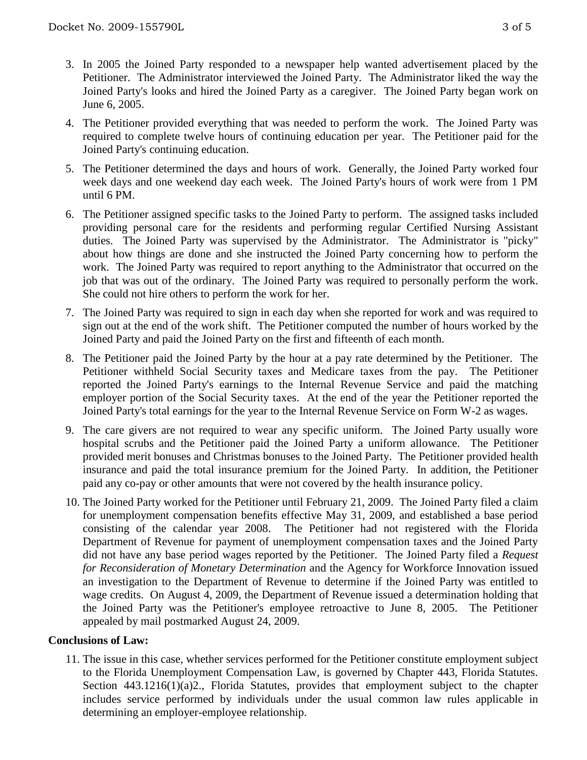3. In 2005 the Joined Party responded to a newspaper help wanted advertisement placed by the Petitioner. The Administrator interviewed the Joined Party. The Administrator liked the way the Joined Party's looks and hired the Joined Party as a caregiver. The Joined Party began work on June 6, 2005.

4. The Petitioner provided everything that was needed to perform the work. The Joined Party was required to complete twelve hours of continuing education per year. The Petitioner paid for the Joined Party's continuing education.

5. The Petitioner determined the days and hours of work. Generally, the Joined Party worked four week days and one weekend day each week. The Joined Party's hours of work were from 1 PM until 6 PM.

6. The Petitioner assigned specific tasks to the Joined Party to perform. The assigned tasks included providing personal care for the residents and performing regular Certified Nursing Assistant duties. The Joined Party was supervised by the Administrator. The Administrator is "picky" about how things are done and she instructed the Joined Party concerning how to perform the work. The Joined Party was required to report anything to the Administrator that occurred on the job that was out of the ordinary. The Joined Party was required to personally perform the work. She could not hire others to perform the work for her.

7. The Joined Party was required to sign in each day when she reported for work and was required to sign out at the end of the work shift. The Petitioner computed the number of hours worked by the Joined Party and paid the Joined Party on the first and fifteenth of each month.

8. The Petitioner paid the Joined Party by the hour at a pay rate determined by the Petitioner. The Petitioner withheld Social Security taxes and Medicare taxes from the pay. The Petitioner reported the Joined Party's earnings to the Internal Revenue Service and paid the matching employer portion of the Social Security taxes. At the end of the year the Petitioner reported the Joined Party's total earnings for the year to the Internal Revenue Service on Form W-2 as wages.

9. The care givers are not required to wear any specific uniform. The Joined Party usually wore hospital scrubs and the Petitioner paid the Joined Party a uniform allowance. The Petitioner provided merit bonuses and Christmas bonuses to the Joined Party. The Petitioner provided health insurance and paid the total insurance premium for the Joined Party. In addition, the Petitioner paid any co-pay or other amounts that were not covered by the health insurance policy.

10. The Joined Party worked for the Petitioner until February 21, 2009. The Joined Party filed a claim for unemployment compensation benefits effective May 31, 2009, and established a base period consisting of the calendar year 2008. The Petitioner had not registered with the Florida Department of Revenue for payment of unemployment compensation taxes and the Joined Party did not have any base period wages reported by the Petitioner. The Joined Party filed a *Request for Reconsideration of Monetary Determination* and the Agency for Workforce Innovation issued an investigation to the Department of Revenue to determine if the Joined Party was entitled to wage credits. On August 4, 2009, the Department of Revenue issued a determination holding that the Joined Party was the Petitioner's employee retroactive to June 8, 2005. The Petitioner appealed by mail postmarked August 24, 2009.

## Conclusions of Law:

11. The issue in this case, whether services performed for the Petitioner constitute employment subject to the Florida Unemployment Compensation Law, is governed by Chapter 443, Florida Statutes. Section 443.1216(1)(a)2., Florida Statutes, provides that employment subject to the chapter includes service performed by individuals under the usual common law rules applicable in determining an employer-employee relationship.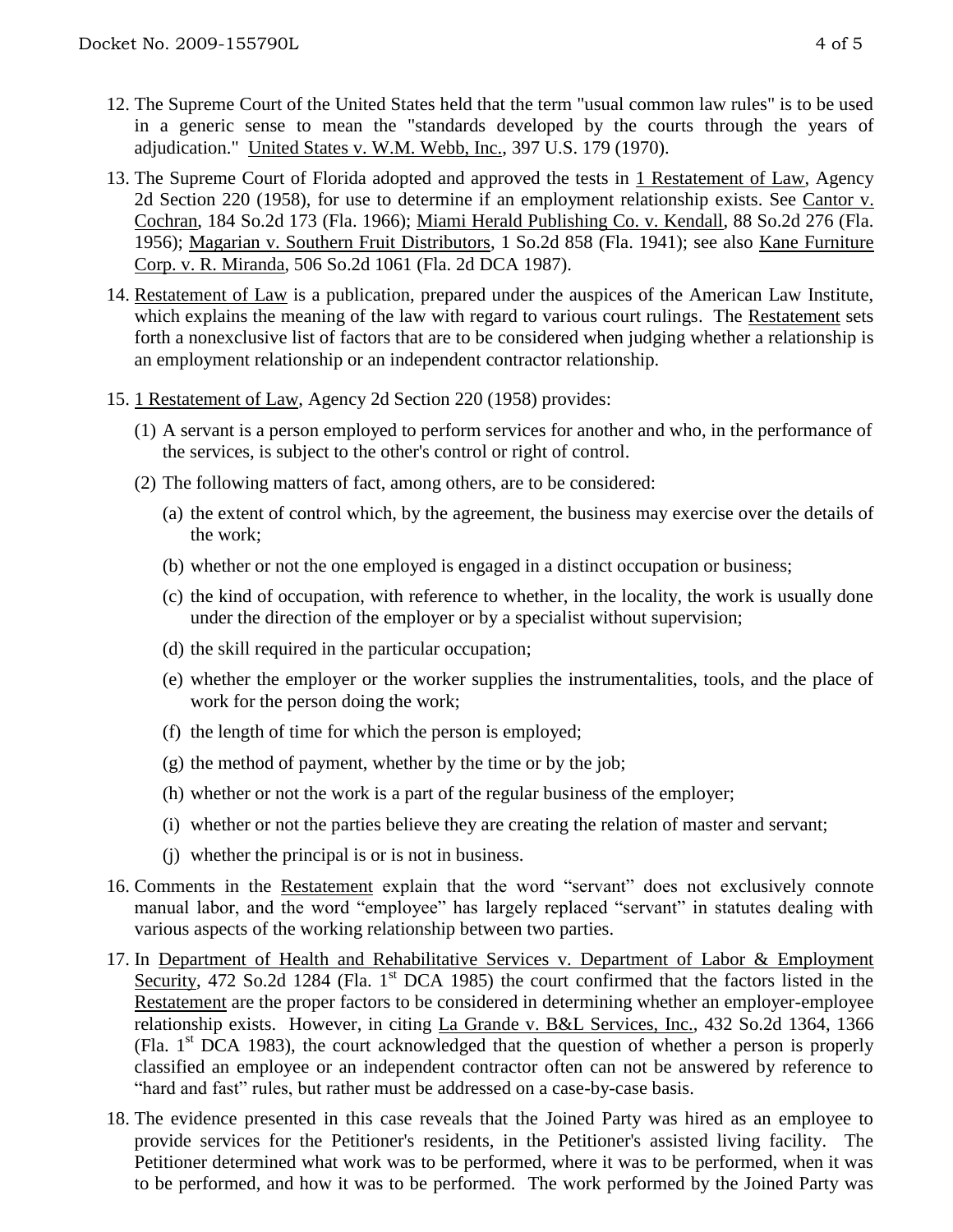12. The Supreme Court of the United States held that the term "usual common law rules" is to be used in a generic sense to mean the "standards developed by the courts through the years of adjudication." United States v. W.M. Webb, Inc., 397 U.S. 179 (1970).

13. The Supreme Court of Florida adopted and approved the tests in 1 Restatement of Law, Agency 2d Section 220 (1958), for use to determine if an employment relationship exists. See Cantor v. Cochran, 184 So.2d 173 (Fla. 1966); Miami Herald Publishing Co. v. Kendall, 88 So.2d 276 (Fla. 1956); Magarian v. Southern Fruit Distributors, 1 So.2d 858 (Fla. 1941); see also Kane Furniture Corp. v. R. Miranda, 506 So.2d 1061 (Fla. 2d DCA 1987).

14. Restatement of Law is a publication, prepared under the auspices of the American Law Institute, which explains the meaning of the law with regard to various court rulings. The Restatement sets forth a nonexclusive list of factors that are to be considered when judging whether a relationship is an employment relationship or an independent contractor relationship.

15. 1 Restatement of Law, Agency 2d Section 220 (1958) provides:

    (1) A servant is a person employed to perform services for another and who, in the performance of the services, is subject to the other's control or right of control.

    (2) The following matters of fact, among others, are to be considered:

    (a) the extent of control which, by the agreement, the business may exercise over the details of the work;

    (b) whether or not the one employed is engaged in a distinct occupation or business;

    (c) the kind of occupation, with reference to whether, in the locality, the work is usually done under the direction of the employer or by a specialist without supervision;

    (d) the skill required in the particular occupation;

    (e) whether the employer or the worker supplies the instrumentalities, tools, and the place of work for the person doing the work;

    (f) the length of time for which the person is employed;

    (g) the method of payment, whether by the time or by the job;

    (h) whether or not the work is a part of the regular business of the employer;

    (i) whether or not the parties believe they are creating the relation of master and servant;

    (j) whether the principal is or is not in business.

16. Comments in the Restatement explain that the word "servant" does not exclusively connote manual labor, and the word "employee" has largely replaced "servant" in statutes dealing with various aspects of the working relationship between two parties.

17. In Department of Health and Rehabilitative Services v. Department of Labor & Employment Security, 472 So.2d 1284 (Fla. 1st DCA 1985) the court confirmed that the factors listed in the Restatement are the proper factors to be considered in determining whether an employer-employee relationship exists. However, in citing La Grande v. B&L Services, Inc., 432 So.2d 1364, 1366 (Fla. 1st DCA 1983), the court acknowledged that the question of whether a person is properly classified an employee or an independent contractor often can not be answered by reference to "hard and fast" rules, but rather must be addressed on a case-by-case basis.

18. The evidence presented in this case reveals that the Joined Party was hired as an employee to provide services for the Petitioner's residents, in the Petitioner's assisted living facility. The Petitioner determined what work was to be performed, where it was to be performed, when it was to be performed, and how it was to be performed. The work performed by the Joined Party was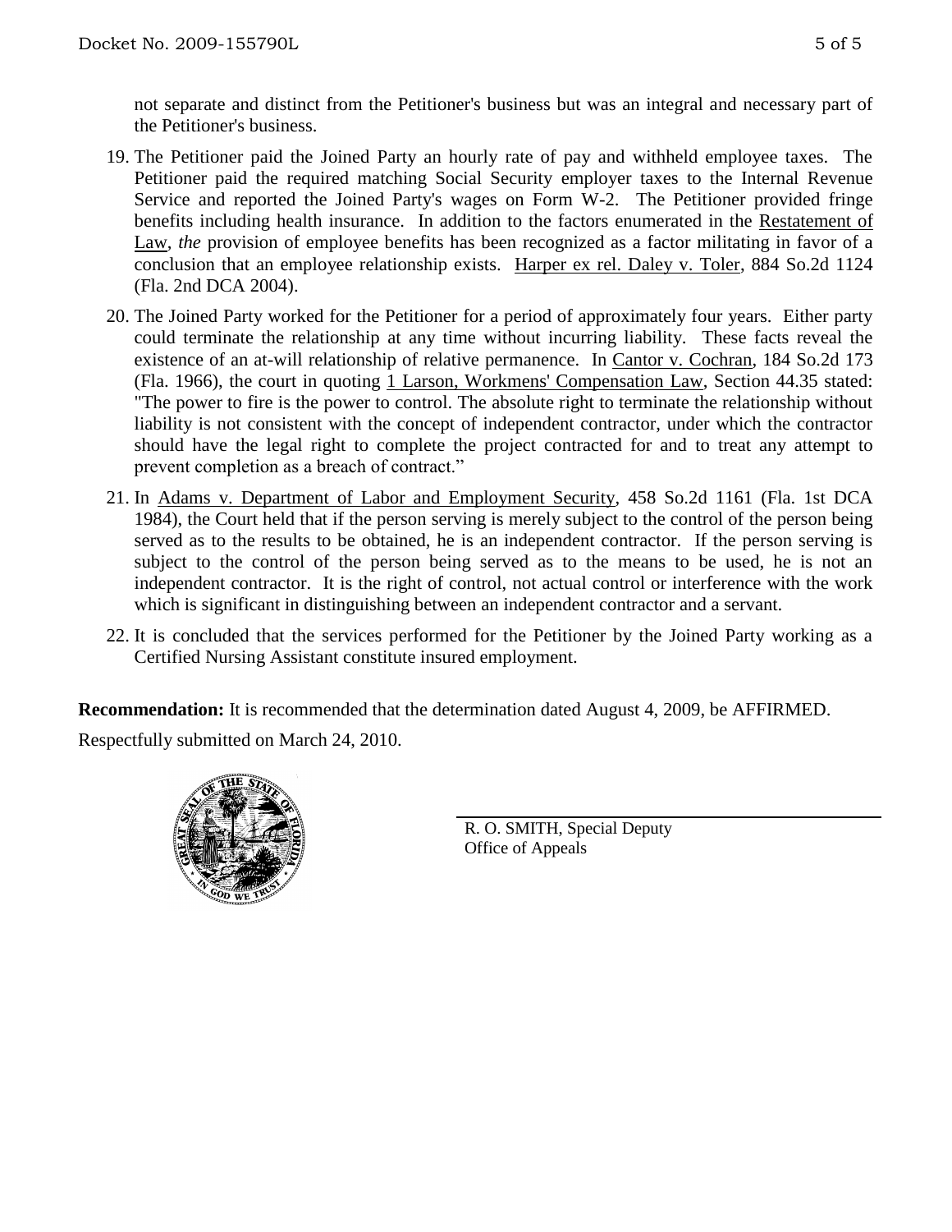not separate and distinct from the Petitioner's business but was an integral and necessary part of the Petitioner's business.

19. The Petitioner paid the Joined Party an hourly rate of pay and withheld employee taxes. The Petitioner paid the required matching Social Security employer taxes to the Internal Revenue Service and reported the Joined Party's wages on Form W-2. The Petitioner provided fringe benefits including health insurance. In addition to the factors enumerated in the Restatement of Law, *the* provision of employee benefits has been recognized as a factor militating in favor of a conclusion that an employee relationship exists. Harper ex rel. Daley v. Toler, 884 So.2d 1124 (Fla. 2nd DCA 2004).

20. The Joined Party worked for the Petitioner for a period of approximately four years. Either party could terminate the relationship at any time without incurring liability. These facts reveal the existence of an at-will relationship of relative permanence. In Cantor v. Cochran, 184 So.2d 173 (Fla. 1966), the court in quoting 1 Larson, Workmens' Compensation Law, Section 44.35 stated: "The power to fire is the power to control. The absolute right to terminate the relationship without liability is not consistent with the concept of independent contractor, under which the contractor should have the legal right to complete the project contracted for and to treat any attempt to prevent completion as a breach of contract."

21. In Adams v. Department of Labor and Employment Security, 458 So.2d 1161 (Fla. 1st DCA 1984), the Court held that if the person serving is merely subject to the control of the person being served as to the results to be obtained, he is an independent contractor. If the person serving is subject to the control of the person being served as to the means to be used, he is not an independent contractor. It is the right of control, not actual control or interference with the work which is significant in distinguishing between an independent contractor and a servant.

22. It is concluded that the services performed for the Petitioner by the Joined Party working as a Certified Nursing Assistant constitute insured employment.

**Recommendation:** It is recommended that the determination dated August 4, 2009, be AFFIRMED.

Respectfully submitted on March 24, 2010.

R. O. SMITH, Special Deputy
Office of Appeals